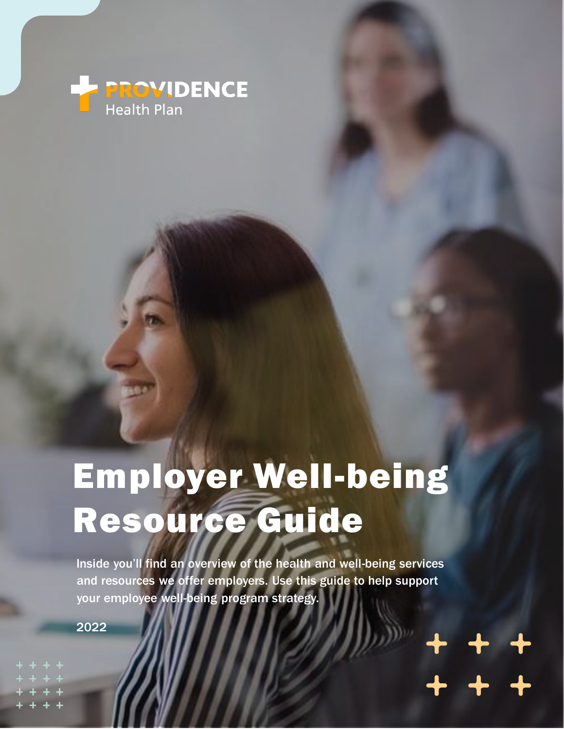PROVIDENCE
Health Plan

# Employer Well-being Resource Guide

Inside you'll find an overview of the health and well-being services and resources we offer employers. Use this guide to help support your employee well-being program strategy.

2022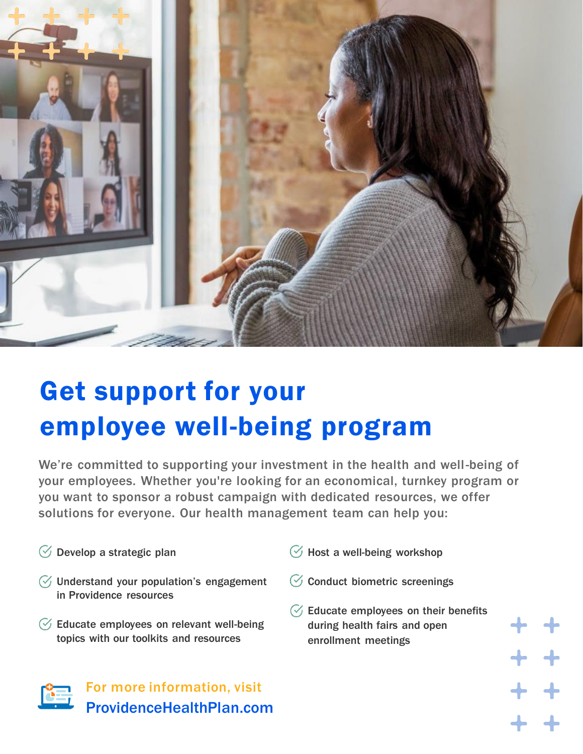# Get support for your employee well-being program

We're committed to supporting your investment in the health and well-being of your employees. Whether you're looking for an economical, turnkey program or you want to sponsor a robust campaign with dedicated resources, we offer solutions for everyone. Our health management team can help you:

- Develop a strategic plan
- Understand your population's engagement in Providence resources
- Educate employees on relevant well-being topics with our toolkits and resources
- Host a well-being workshop
- Conduct biometric screenings
- Educate employees on their benefits during health fairs and open enrollment meetings

For more information, visit
ProvidenceHealthPlan.com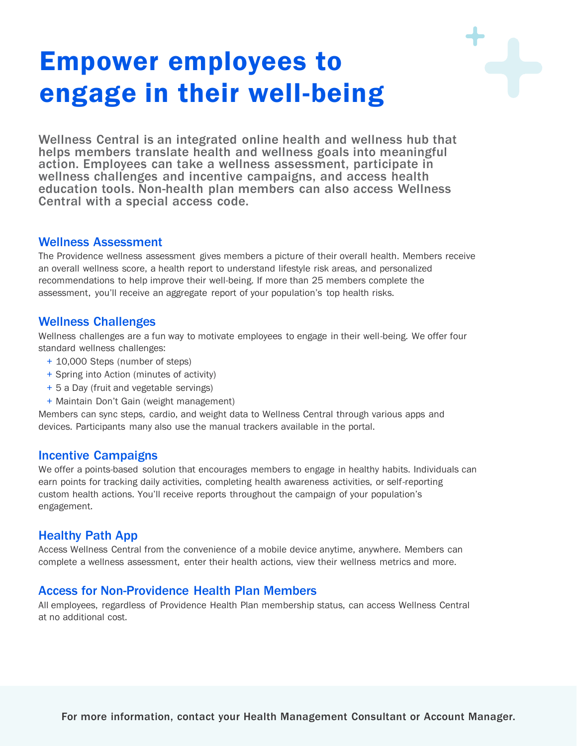# Empower employees to engage in their well-being

**Wellness Central is an integrated online health and wellness hub that helps members translate health and wellness goals into meaningful action. Employees can take a wellness assessment, participate in wellness challenges and incentive campaigns, and access health education tools. Non-health plan members can also access Wellness Central with a special access code.**

## Wellness Assessment

The Providence wellness assessment gives members a picture of their overall health. Members receive an overall wellness score, a health report to understand lifestyle risk areas, and personalized recommendations to help improve their well-being. If more than 25 members complete the assessment, you'll receive an aggregate report of your population's top health risks.

## Wellness Challenges

Wellness challenges are a fun way to motivate employees to engage in their well-being. We offer four standard wellness challenges:

- 10,000 Steps (number of steps)
- Spring into Action (minutes of activity)
- 5 a Day (fruit and vegetable servings)
- Maintain Don't Gain (weight management)

Members can sync steps, cardio, and weight data to Wellness Central through various apps and devices. Participants many also use the manual trackers available in the portal.

## Incentive Campaigns

We offer a points-based solution that encourages members to engage in healthy habits. Individuals can earn points for tracking daily activities, completing health awareness activities, or self-reporting custom health actions. You'll receive reports throughout the campaign of your population's engagement.

## Healthy Path App

Access Wellness Central from the convenience of a mobile device anytime, anywhere. Members can complete a wellness assessment, enter their health actions, view their wellness metrics and more.

## Access for Non-Providence Health Plan Members

All employees, regardless of Providence Health Plan membership status, can access Wellness Central at no additional cost.

**For more information, contact your Health Management Consultant or Account Manager.**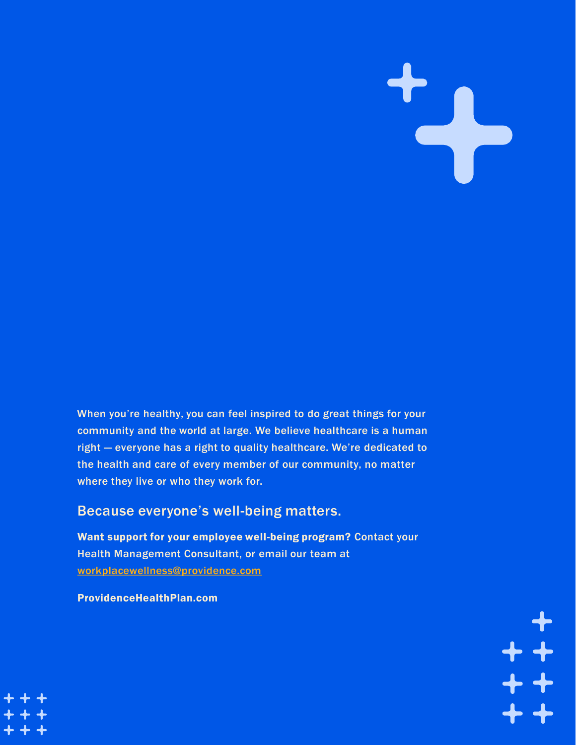When you're healthy, you can feel inspired to do great things for your community and the world at large. We believe healthcare is a human right — everyone has a right to quality healthcare. We're dedicated to the health and care of every member of our community, no matter where they live or who they work for.

## Because everyone's well-being matters.

**Want support for your employee well-being program?** Contact your Health Management Consultant, or email our team at [workplacewellness@providence.com](mailto:workplacewellness@providence.com)

**ProvidenceHealthPlan.com**